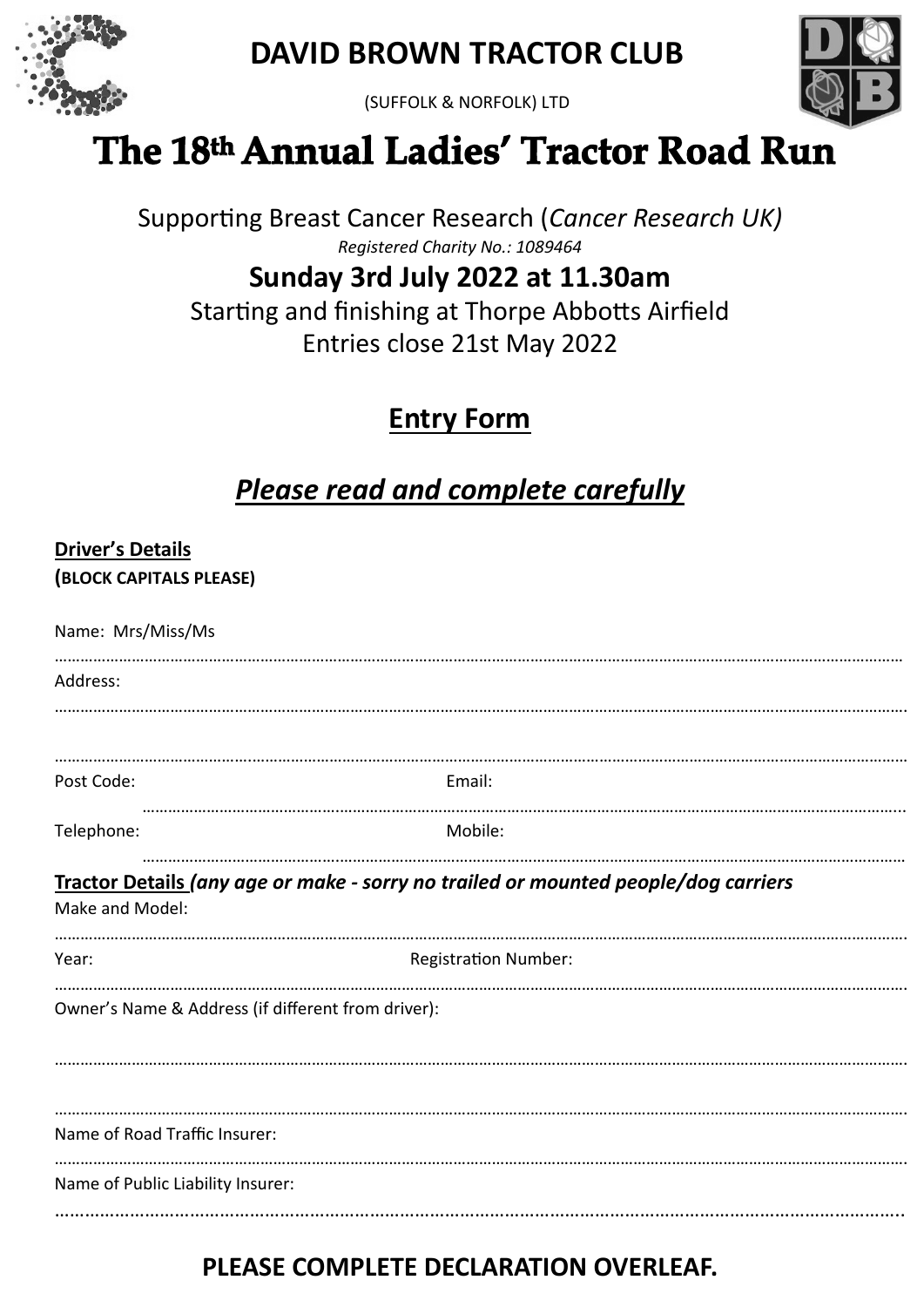# DAVID BROWN TRACTOR CLUB

(SUFFOLK & NORFOLK) LTD

# The 18th Annual Ladies' Tractor Road Run

Supporting Breast Cancer Research (*Cancer Research UK)*

*Registered Charity No.: 1089464*

**Sunday 3rd July 2022 at 11.30am**

Starting and finishing at Thorpe Abbotts Airfield

Entries close 21st May 2022

## Entry Form

## *Please read and complete carefully*

**Driver's Details**
**(BLOCK CAPITALS PLEASE)**

Name: Mrs/Miss/Ms ……………………………………………………………………

Address: ……………………………………………………………………

……………………………………………………………………

Post Code: Email: ……………………………………………………………………

Telephone: Mobile: ……………………………………………………………………

**Tractor Details** *(any age or make - sorry no trailed or mounted people/dog carriers*

Make and Model: ……………………………………………………………………

Year: Registration Number: ……………………………………………………………………

Owner's Name & Address (if different from driver): ……………………………………………………………………

……………………………………………………………………

Name of Road Traffic Insurer: ……………………………………………………………………

Name of Public Liability Insurer: ……………………………………………………………………

**PLEASE COMPLETE DECLARATION OVERLEAF.**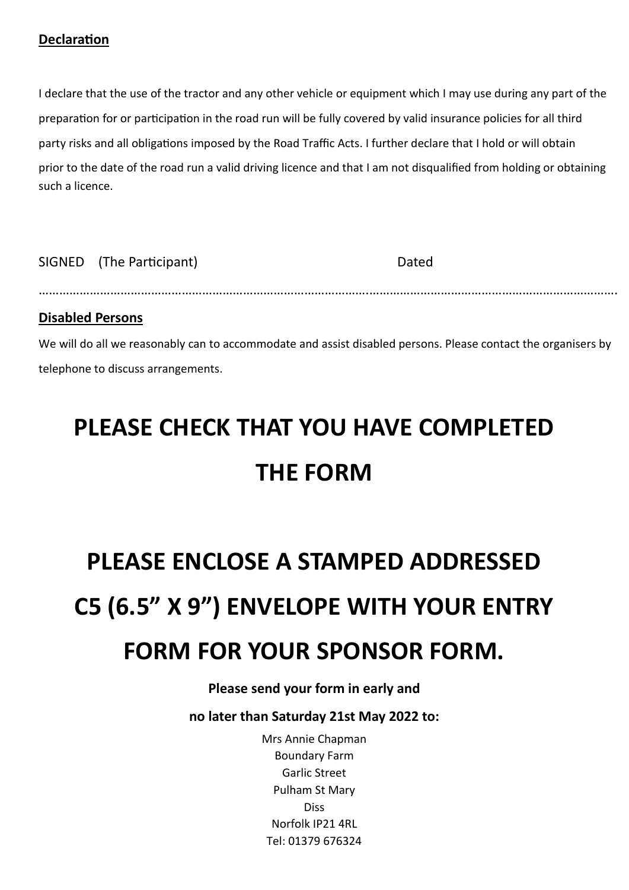**Declaration**

I declare that the use of the tractor and any other vehicle or equipment which I may use during any part of the preparation for or participation in the road run will be fully covered by valid insurance policies for all third party risks and all obligations imposed by the Road Traffic Acts. I further declare that I hold or will obtain prior to the date of the road run a valid driving licence and that I am not disqualified from holding or obtaining such a licence.

SIGNED (The Participant) Dated

...........................................................................................................................................................

**Disabled Persons**

We will do all we reasonably can to accommodate and assist disabled persons. Please contact the organisers by telephone to discuss arrangements.

# PLEASE CHECK THAT YOU HAVE COMPLETED THE FORM

# PLEASE ENCLOSE A STAMPED ADDRESSED C5 (6.5" X 9") ENVELOPE WITH YOUR ENTRY FORM FOR YOUR SPONSOR FORM.

**Please send your form in early and**

**no later than Saturday 21st May 2022 to:**

Mrs Annie Chapman
Boundary Farm
Garlic Street
Pulham St Mary
Diss
Norfolk IP21 4RL
Tel: 01379 676324